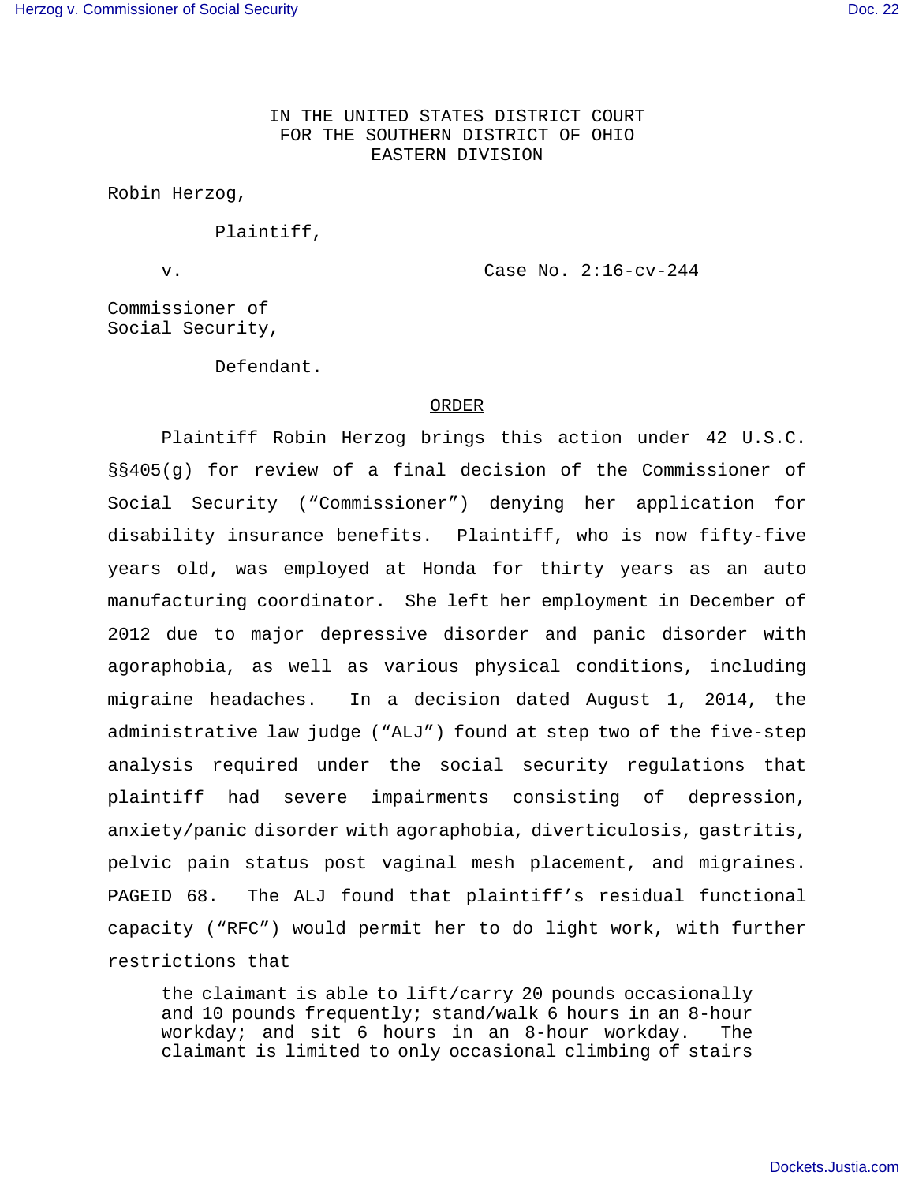IN THE UNITED STATES DISTRICT COURT
FOR THE SOUTHERN DISTRICT OF OHIO
EASTERN DIVISION

Robin Herzog,

Plaintiff,

v. Case No. 2:16-cv-244

Commissioner of
Social Security,

Defendant.

## ORDER

Plaintiff Robin Herzog brings this action under 42 U.S.C. §§405(g) for review of a final decision of the Commissioner of Social Security ("Commissioner") denying her application for disability insurance benefits. Plaintiff, who is now fifty-five years old, was employed at Honda for thirty years as an auto manufacturing coordinator. She left her employment in December of 2012 due to major depressive disorder and panic disorder with agoraphobia, as well as various physical conditions, including migraine headaches. In a decision dated August 1, 2014, the administrative law judge ("ALJ") found at step two of the five-step analysis required under the social security regulations that plaintiff had severe impairments consisting of depression, anxiety/panic disorder with agoraphobia, diverticulosis, gastritis, pelvic pain status post vaginal mesh placement, and migraines. PAGEID 68. The ALJ found that plaintiff's residual functional capacity ("RFC") would permit her to do light work, with further restrictions that

> the claimant is able to lift/carry 20 pounds occasionally and 10 pounds frequently; stand/walk 6 hours in an 8-hour workday; and sit 6 hours in an 8-hour workday. The claimant is limited to only occasional climbing of stairs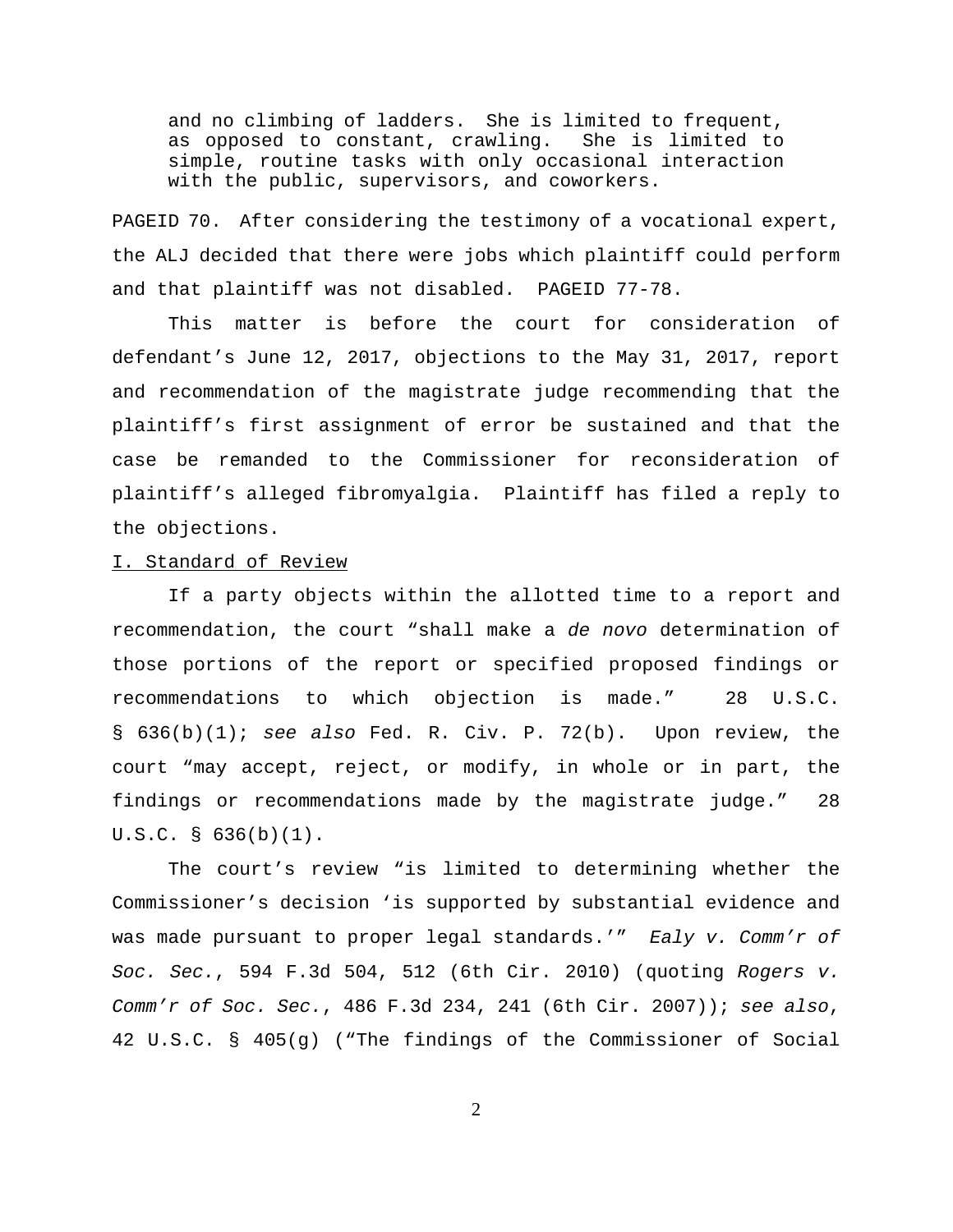> and no climbing of ladders. She is limited to frequent, as opposed to constant, crawling. She is limited to simple, routine tasks with only occasional interaction with the public, supervisors, and coworkers.

PAGEID 70. After considering the testimony of a vocational expert, the ALJ decided that there were jobs which plaintiff could perform and that plaintiff was not disabled. PAGEID 77-78.

This matter is before the court for consideration of defendant's June 12, 2017, objections to the May 31, 2017, report and recommendation of the magistrate judge recommending that the plaintiff's first assignment of error be sustained and that the case be remanded to the Commissioner for reconsideration of plaintiff's alleged fibromyalgia. Plaintiff has filed a reply to the objections.

## I. Standard of Review

If a party objects within the allotted time to a report and recommendation, the court "shall make a *de novo* determination of those portions of the report or specified proposed findings or recommendations to which objection is made." 28 U.S.C. § 636(b)(1); *see also* Fed. R. Civ. P. 72(b). Upon review, the court "may accept, reject, or modify, in whole or in part, the findings or recommendations made by the magistrate judge." 28 U.S.C. § 636(b)(1).

The court's review "is limited to determining whether the Commissioner's decision 'is supported by substantial evidence and was made pursuant to proper legal standards.'" *Ealy v. Comm'r of Soc. Sec.*, 594 F.3d 504, 512 (6th Cir. 2010) (quoting *Rogers v. Comm'r of Soc. Sec.*, 486 F.3d 234, 241 (6th Cir. 2007)); *see also*, 42 U.S.C. § 405(g) ("The findings of the Commissioner of Social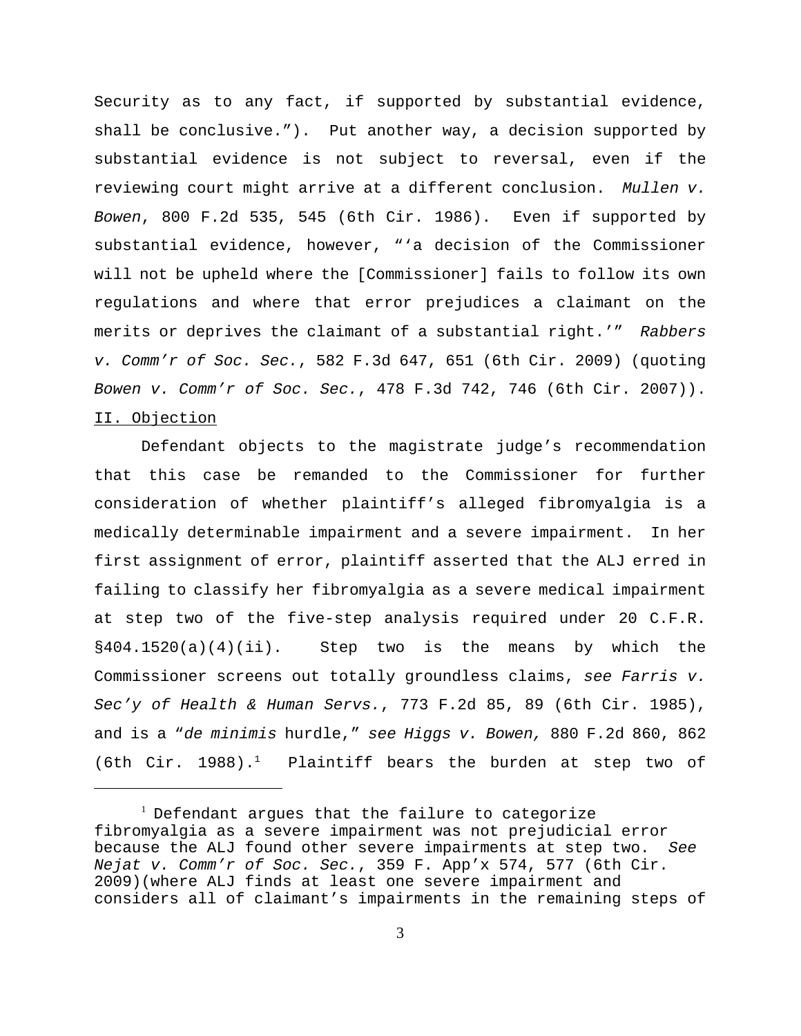Security as to any fact, if supported by substantial evidence, shall be conclusive."). Put another way, a decision supported by substantial evidence is not subject to reversal, even if the reviewing court might arrive at a different conclusion. *Mullen v. Bowen*, 800 F.2d 535, 545 (6th Cir. 1986). Even if supported by substantial evidence, however, "'a decision of the Commissioner will not be upheld where the [Commissioner] fails to follow its own regulations and where that error prejudices a claimant on the merits or deprives the claimant of a substantial right.'" *Rabbers v. Comm'r of Soc. Sec.*, 582 F.3d 647, 651 (6th Cir. 2009) (quoting *Bowen v. Comm'r of Soc. Sec.*, 478 F.3d 742, 746 (6th Cir. 2007)).

II. Objection

Defendant objects to the magistrate judge's recommendation that this case be remanded to the Commissioner for further consideration of whether plaintiff's alleged fibromyalgia is a medically determinable impairment and a severe impairment. In her first assignment of error, plaintiff asserted that the ALJ erred in failing to classify her fibromyalgia as a severe medical impairment at step two of the five-step analysis required under 20 C.F.R. §404.1520(a)(4)(ii). Step two is the means by which the Commissioner screens out totally groundless claims, *see Farris v. Sec'y of Health & Human Servs.*, 773 F.2d 85, 89 (6th Cir. 1985), and is a "*de minimis* hurdle," *see Higgs v. Bowen,* 880 F.2d 860, 862 (6th Cir. 1988).[1] Plaintiff bears the burden at step two of

[1] Defendant argues that the failure to categorize fibromyalgia as a severe impairment was not prejudicial error because the ALJ found other severe impairments at step two. *See Nejat v. Comm'r of Soc. Sec.*, 359 F. App'x 574, 577 (6th Cir. 2009)(where ALJ finds at least one severe impairment and considers all of claimant's impairments in the remaining steps of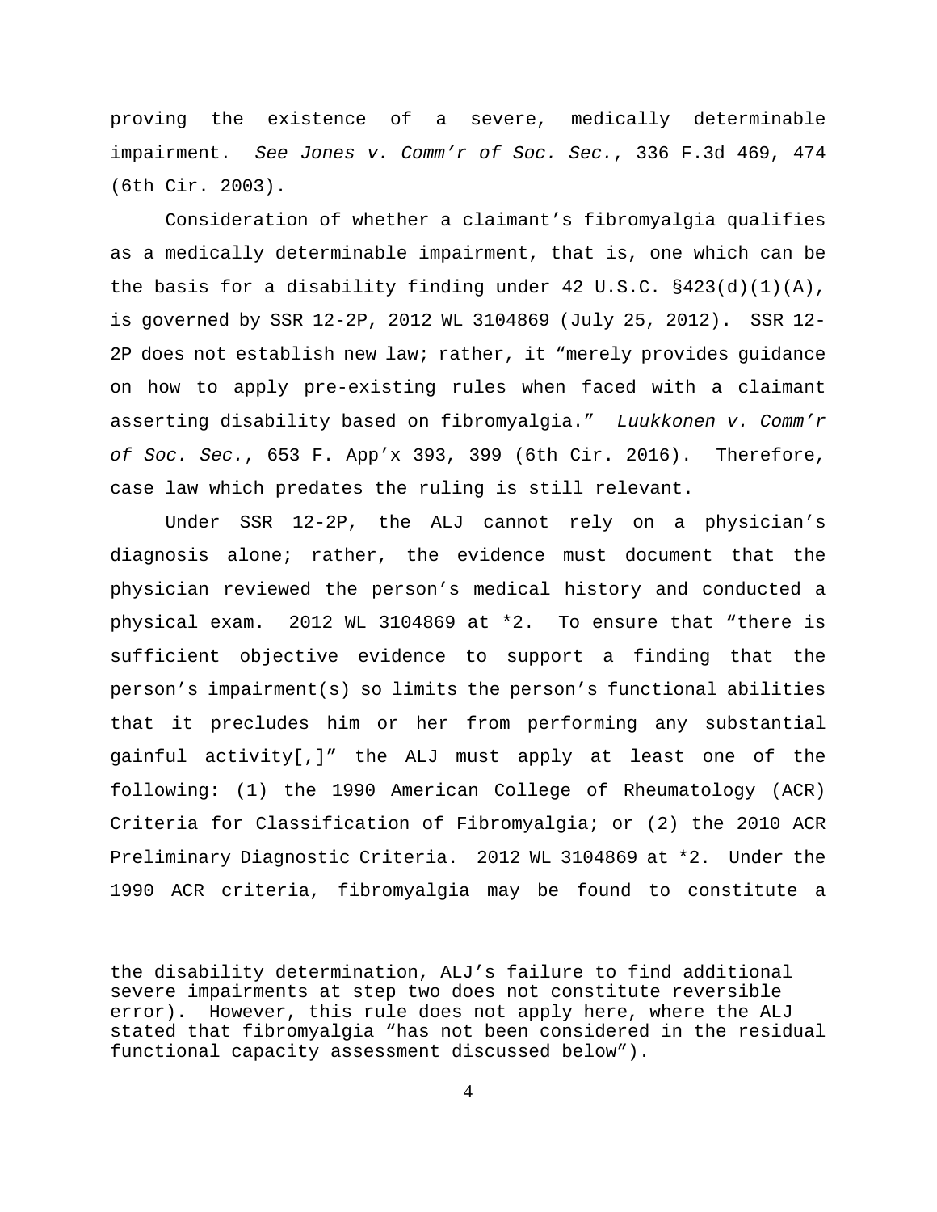proving the existence of a severe, medically determinable impairment. *See Jones v. Comm'r of Soc. Sec.*, 336 F.3d 469, 474 (6th Cir. 2003).

Consideration of whether a claimant's fibromyalgia qualifies as a medically determinable impairment, that is, one which can be the basis for a disability finding under 42 U.S.C. §423(d)(1)(A), is governed by SSR 12-2P, 2012 WL 3104869 (July 25, 2012). SSR 12-2P does not establish new law; rather, it "merely provides guidance on how to apply pre-existing rules when faced with a claimant asserting disability based on fibromyalgia." *Luukkonen v. Comm'r of Soc. Sec.*, 653 F. App'x 393, 399 (6th Cir. 2016). Therefore, case law which predates the ruling is still relevant.

Under SSR 12-2P, the ALJ cannot rely on a physician's diagnosis alone; rather, the evidence must document that the physician reviewed the person's medical history and conducted a physical exam. 2012 WL 3104869 at *2. To ensure that "there is sufficient objective evidence to support a finding that the person's impairment(s) so limits the person's functional abilities that it precludes him or her from performing any substantial gainful activity[,]" the ALJ must apply at least one of the following: (1) the 1990 American College of Rheumatology (ACR) Criteria for Classification of Fibromyalgia; or (2) the 2010 ACR Preliminary Diagnostic Criteria. 2012 WL 3104869 at *2. Under the 1990 ACR criteria, fibromyalgia may be found to constitute a

---

the disability determination, ALJ's failure to find additional severe impairments at step two does not constitute reversible error). However, this rule does not apply here, where the ALJ stated that fibromyalgia "has not been considered in the residual functional capacity assessment discussed below").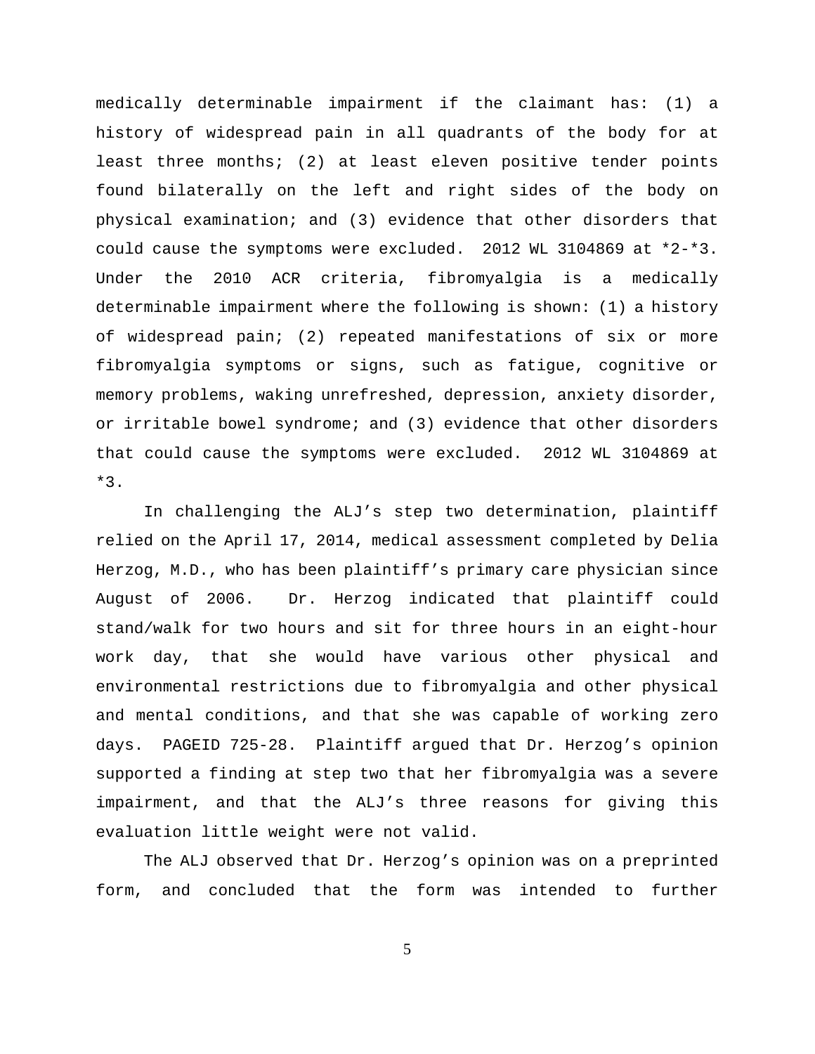medically determinable impairment if the claimant has: (1) a history of widespread pain in all quadrants of the body for at least three months; (2) at least eleven positive tender points found bilaterally on the left and right sides of the body on physical examination; and (3) evidence that other disorders that could cause the symptoms were excluded. 2012 WL 3104869 at *2-*3. Under the 2010 ACR criteria, fibromyalgia is a medically determinable impairment where the following is shown: (1) a history of widespread pain; (2) repeated manifestations of six or more fibromyalgia symptoms or signs, such as fatigue, cognitive or memory problems, waking unrefreshed, depression, anxiety disorder, or irritable bowel syndrome; and (3) evidence that other disorders that could cause the symptoms were excluded. 2012 WL 3104869 at *3.

In challenging the ALJ's step two determination, plaintiff relied on the April 17, 2014, medical assessment completed by Delia Herzog, M.D., who has been plaintiff's primary care physician since August of 2006. Dr. Herzog indicated that plaintiff could stand/walk for two hours and sit for three hours in an eight-hour work day, that she would have various other physical and environmental restrictions due to fibromyalgia and other physical and mental conditions, and that she was capable of working zero days. PAGEID 725-28. Plaintiff argued that Dr. Herzog's opinion supported a finding at step two that her fibromyalgia was a severe impairment, and that the ALJ's three reasons for giving this evaluation little weight were not valid.

The ALJ observed that Dr. Herzog's opinion was on a preprinted form, and concluded that the form was intended to further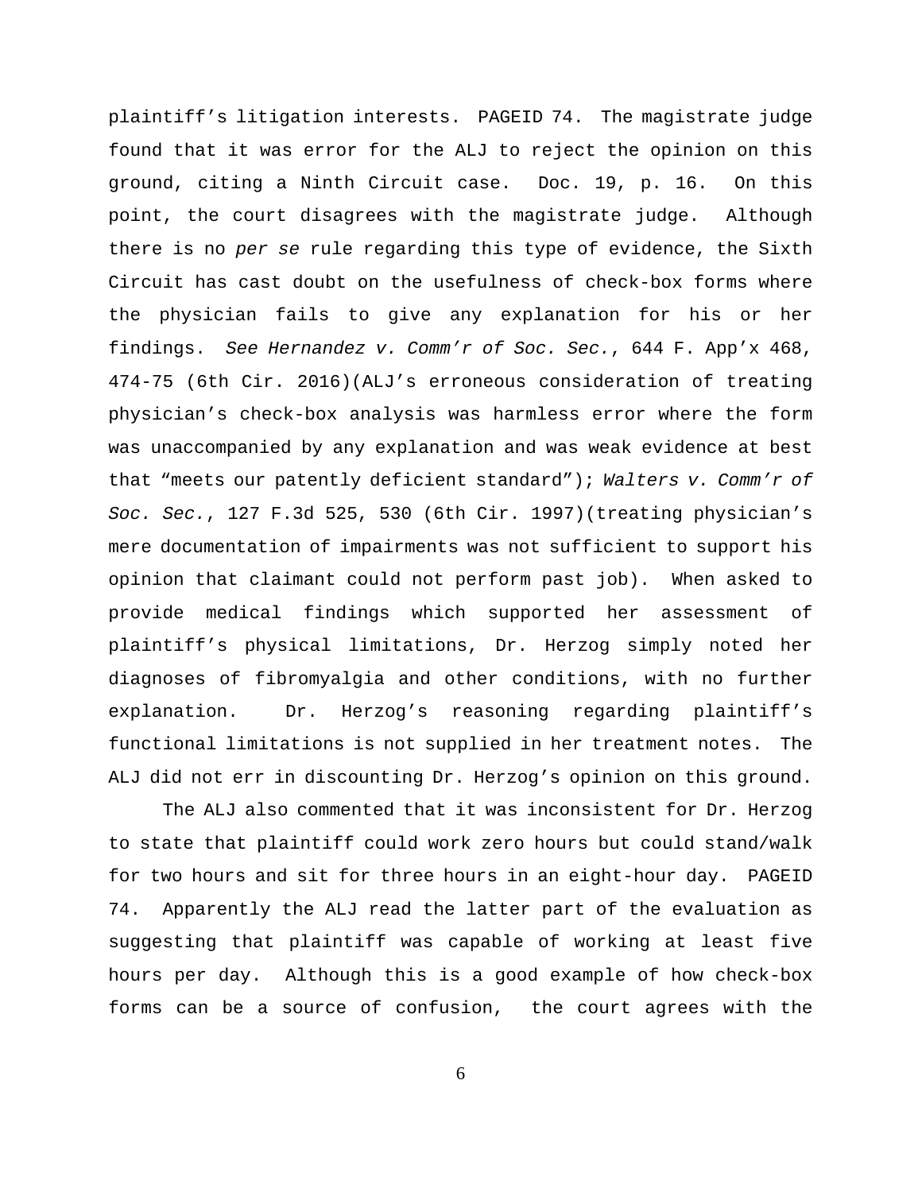plaintiff's litigation interests. PAGEID 74. The magistrate judge found that it was error for the ALJ to reject the opinion on this ground, citing a Ninth Circuit case. Doc. 19, p. 16. On this point, the court disagrees with the magistrate judge. Although there is no *per se* rule regarding this type of evidence, the Sixth Circuit has cast doubt on the usefulness of check-box forms where the physician fails to give any explanation for his or her findings. *See Hernandez v. Comm'r of Soc. Sec.*, 644 F. App'x 468, 474-75 (6th Cir. 2016)(ALJ's erroneous consideration of treating physician's check-box analysis was harmless error where the form was unaccompanied by any explanation and was weak evidence at best that "meets our patently deficient standard"); *Walters v. Comm'r of Soc. Sec.*, 127 F.3d 525, 530 (6th Cir. 1997)(treating physician's mere documentation of impairments was not sufficient to support his opinion that claimant could not perform past job). When asked to provide medical findings which supported her assessment of plaintiff's physical limitations, Dr. Herzog simply noted her diagnoses of fibromyalgia and other conditions, with no further explanation. Dr. Herzog's reasoning regarding plaintiff's functional limitations is not supplied in her treatment notes. The ALJ did not err in discounting Dr. Herzog's opinion on this ground.

The ALJ also commented that it was inconsistent for Dr. Herzog to state that plaintiff could work zero hours but could stand/walk for two hours and sit for three hours in an eight-hour day. PAGEID 74. Apparently the ALJ read the latter part of the evaluation as suggesting that plaintiff was capable of working at least five hours per day. Although this is a good example of how check-box forms can be a source of confusion, the court agrees with the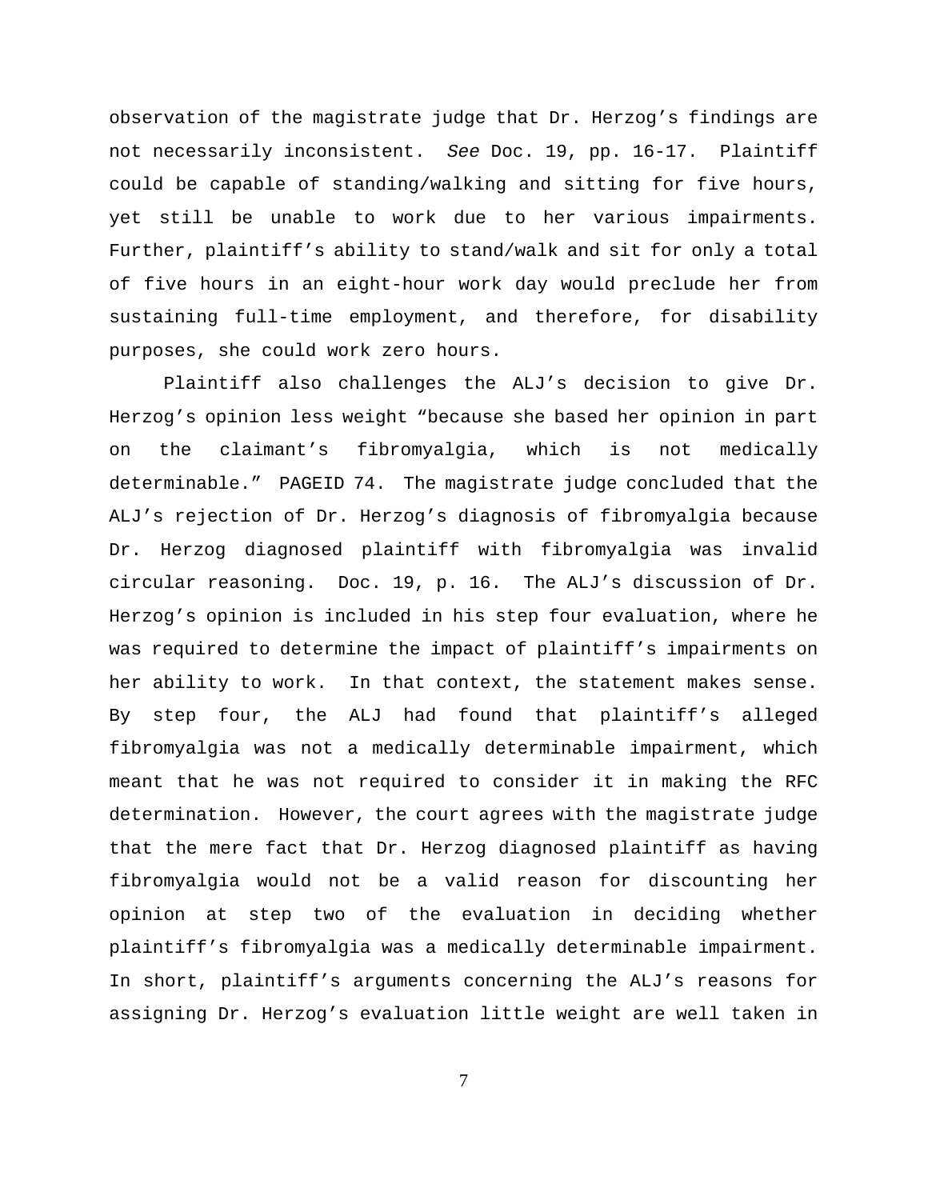observation of the magistrate judge that Dr. Herzog's findings are not necessarily inconsistent. *See* Doc. 19, pp. 16-17. Plaintiff could be capable of standing/walking and sitting for five hours, yet still be unable to work due to her various impairments. Further, plaintiff's ability to stand/walk and sit for only a total of five hours in an eight-hour work day would preclude her from sustaining full-time employment, and therefore, for disability purposes, she could work zero hours.

Plaintiff also challenges the ALJ's decision to give Dr. Herzog's opinion less weight "because she based her opinion in part on the claimant's fibromyalgia, which is not medically determinable." PAGEID 74. The magistrate judge concluded that the ALJ's rejection of Dr. Herzog's diagnosis of fibromyalgia because Dr. Herzog diagnosed plaintiff with fibromyalgia was invalid circular reasoning. Doc. 19, p. 16. The ALJ's discussion of Dr. Herzog's opinion is included in his step four evaluation, where he was required to determine the impact of plaintiff's impairments on her ability to work. In that context, the statement makes sense. By step four, the ALJ had found that plaintiff's alleged fibromyalgia was not a medically determinable impairment, which meant that he was not required to consider it in making the RFC determination. However, the court agrees with the magistrate judge that the mere fact that Dr. Herzog diagnosed plaintiff as having fibromyalgia would not be a valid reason for discounting her opinion at step two of the evaluation in deciding whether plaintiff's fibromyalgia was a medically determinable impairment. In short, plaintiff's arguments concerning the ALJ's reasons for assigning Dr. Herzog's evaluation little weight are well taken in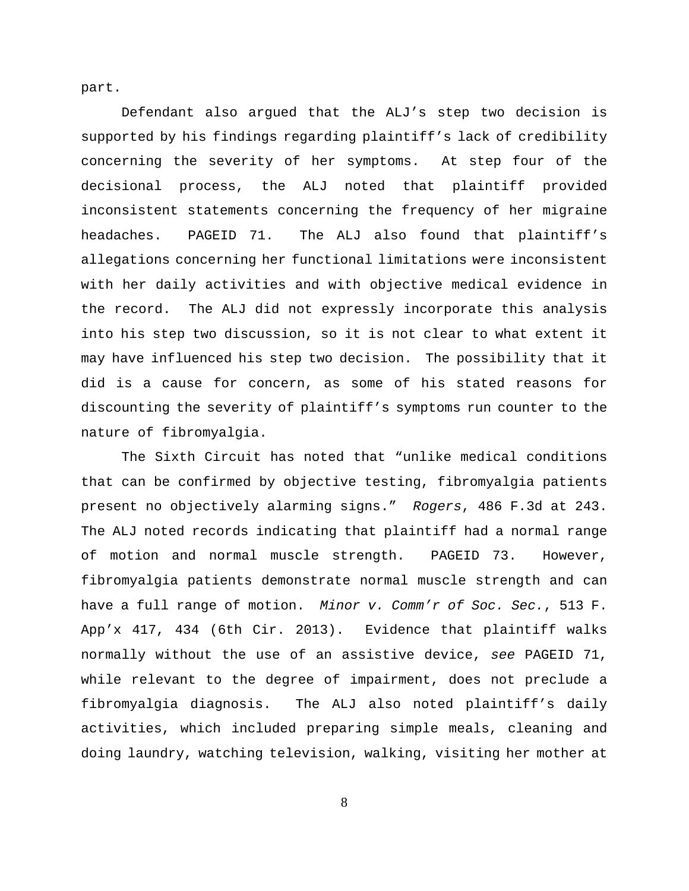part.

Defendant also argued that the ALJ's step two decision is supported by his findings regarding plaintiff's lack of credibility concerning the severity of her symptoms. At step four of the decisional process, the ALJ noted that plaintiff provided inconsistent statements concerning the frequency of her migraine headaches. PAGEID 71. The ALJ also found that plaintiff's allegations concerning her functional limitations were inconsistent with her daily activities and with objective medical evidence in the record. The ALJ did not expressly incorporate this analysis into his step two discussion, so it is not clear to what extent it may have influenced his step two decision. The possibility that it did is a cause for concern, as some of his stated reasons for discounting the severity of plaintiff's symptoms run counter to the nature of fibromyalgia.

The Sixth Circuit has noted that "unlike medical conditions that can be confirmed by objective testing, fibromyalgia patients present no objectively alarming signs." *Rogers*, 486 F.3d at 243. The ALJ noted records indicating that plaintiff had a normal range of motion and normal muscle strength. PAGEID 73. However, fibromyalgia patients demonstrate normal muscle strength and can have a full range of motion. *Minor v. Comm'r of Soc. Sec.*, 513 F. App'x 417, 434 (6th Cir. 2013). Evidence that plaintiff walks normally without the use of an assistive device, *see* PAGEID 71, while relevant to the degree of impairment, does not preclude a fibromyalgia diagnosis. The ALJ also noted plaintiff's daily activities, which included preparing simple meals, cleaning and doing laundry, watching television, walking, visiting her mother at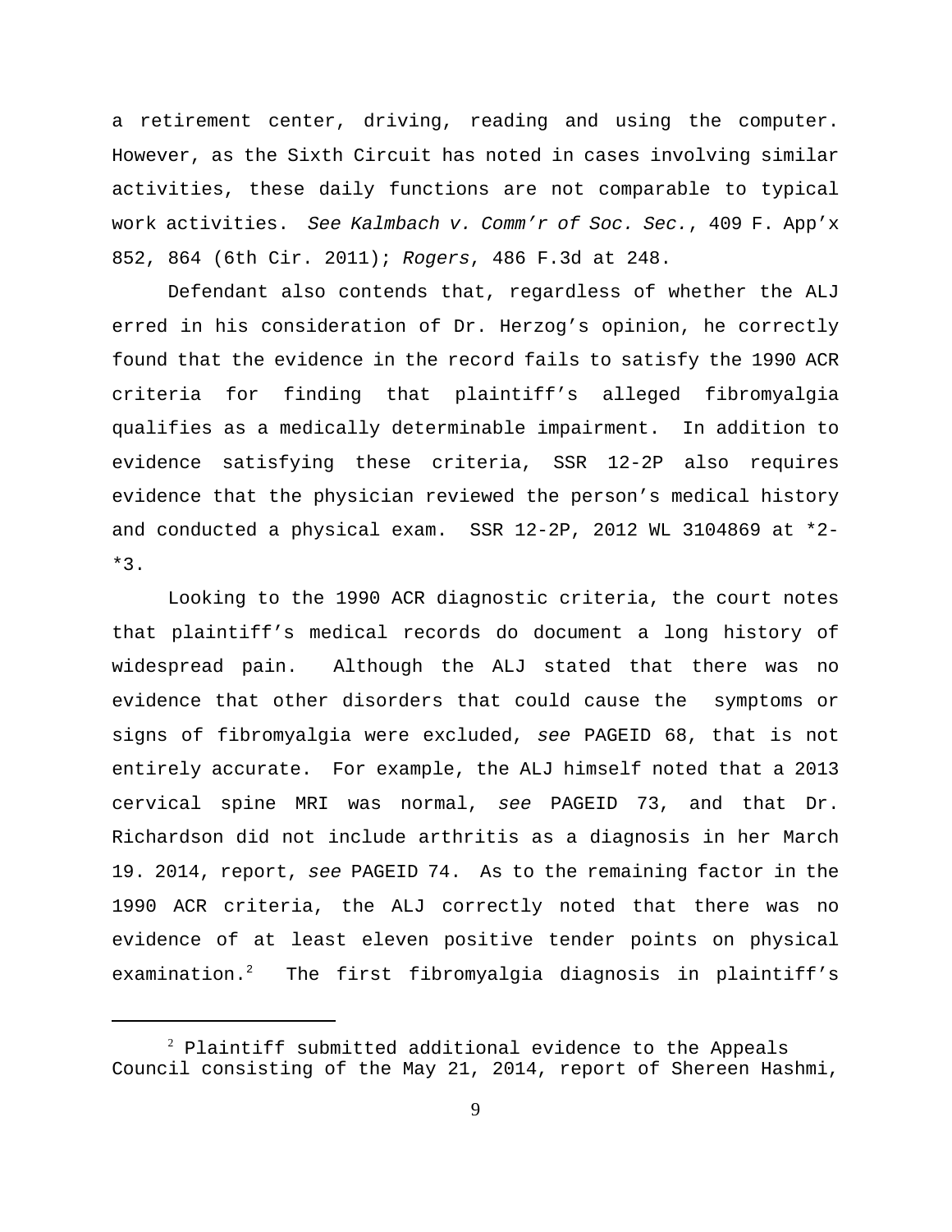a retirement center, driving, reading and using the computer. However, as the Sixth Circuit has noted in cases involving similar activities, these daily functions are not comparable to typical work activities. *See Kalmbach v. Comm'r of Soc. Sec.*, 409 F. App'x 852, 864 (6th Cir. 2011); *Rogers*, 486 F.3d at 248.

Defendant also contends that, regardless of whether the ALJ erred in his consideration of Dr. Herzog's opinion, he correctly found that the evidence in the record fails to satisfy the 1990 ACR criteria for finding that plaintiff's alleged fibromyalgia qualifies as a medically determinable impairment. In addition to evidence satisfying these criteria, SSR 12-2P also requires evidence that the physician reviewed the person's medical history and conducted a physical exam. SSR 12-2P, 2012 WL 3104869 at *2-*3.

Looking to the 1990 ACR diagnostic criteria, the court notes that plaintiff's medical records do document a long history of widespread pain. Although the ALJ stated that there was no evidence that other disorders that could cause the symptoms or signs of fibromyalgia were excluded, *see* PAGEID 68, that is not entirely accurate. For example, the ALJ himself noted that a 2013 cervical spine MRI was normal, *see* PAGEID 73, and that Dr. Richardson did not include arthritis as a diagnosis in her March 19. 2014, report, *see* PAGEID 74. As to the remaining factor in the 1990 ACR criteria, the ALJ correctly noted that there was no evidence of at least eleven positive tender points on physical examination.[2] The first fibromyalgia diagnosis in plaintiff's

[2] Plaintiff submitted additional evidence to the Appeals Council consisting of the May 21, 2014, report of Shereen Hashmi,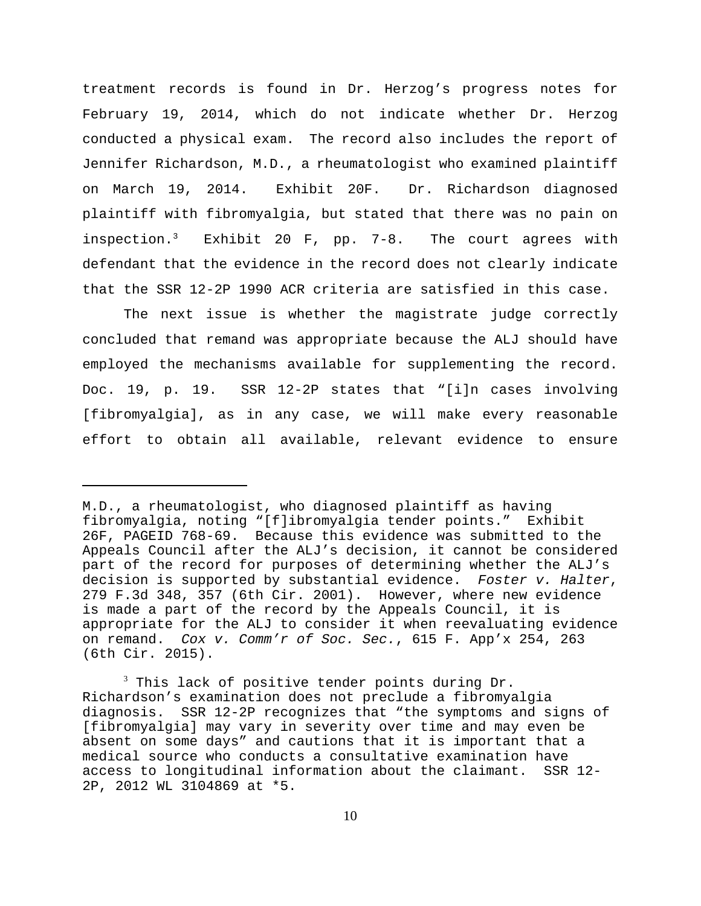treatment records is found in Dr. Herzog's progress notes for February 19, 2014, which do not indicate whether Dr. Herzog conducted a physical exam. The record also includes the report of Jennifer Richardson, M.D., a rheumatologist who examined plaintiff on March 19, 2014. Exhibit 20F. Dr. Richardson diagnosed plaintiff with fibromyalgia, but stated that there was no pain on inspection.[3] Exhibit 20 F, pp. 7-8. The court agrees with defendant that the evidence in the record does not clearly indicate that the SSR 12-2P 1990 ACR criteria are satisfied in this case.

The next issue is whether the magistrate judge correctly concluded that remand was appropriate because the ALJ should have employed the mechanisms available for supplementing the record. Doc. 19, p. 19. SSR 12-2P states that "[i]n cases involving [fibromyalgia], as in any case, we will make every reasonable effort to obtain all available, relevant evidence to ensure

---

M.D., a rheumatologist, who diagnosed plaintiff as having fibromyalgia, noting "[f]ibromyalgia tender points." Exhibit 26F, PAGEID 768-69. Because this evidence was submitted to the Appeals Council after the ALJ's decision, it cannot be considered part of the record for purposes of determining whether the ALJ's decision is supported by substantial evidence. *Foster v. Halter*, 279 F.3d 348, 357 (6th Cir. 2001). However, where new evidence is made a part of the record by the Appeals Council, it is appropriate for the ALJ to consider it when reevaluating evidence on remand. *Cox v. Comm'r of Soc. Sec.*, 615 F. App'x 254, 263 (6th Cir. 2015).

[3] This lack of positive tender points during Dr. Richardson's examination does not preclude a fibromyalgia diagnosis. SSR 12-2P recognizes that "the symptoms and signs of [fibromyalgia] may vary in severity over time and may even be absent on some days" and cautions that it is important that a medical source who conducts a consultative examination have access to longitudinal information about the claimant. SSR 12-2P, 2012 WL 3104869 at *5.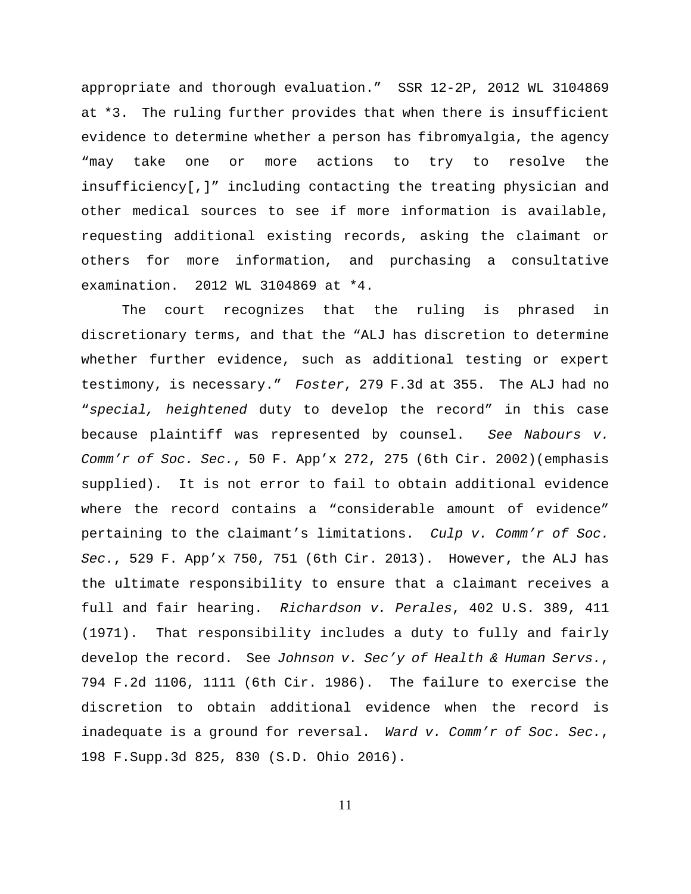appropriate and thorough evaluation." SSR 12-2P, 2012 WL 3104869 at *3. The ruling further provides that when there is insufficient evidence to determine whether a person has fibromyalgia, the agency "may take one or more actions to try to resolve the insufficiency[,]" including contacting the treating physician and other medical sources to see if more information is available, requesting additional existing records, asking the claimant or others for more information, and purchasing a consultative examination. 2012 WL 3104869 at *4.

The court recognizes that the ruling is phrased in discretionary terms, and that the "ALJ has discretion to determine whether further evidence, such as additional testing or expert testimony, is necessary." *Foster*, 279 F.3d at 355. The ALJ had no "*special, heightened* duty to develop the record" in this case because plaintiff was represented by counsel. *See Nabours v. Comm'r of Soc. Sec.*, 50 F. App'x 272, 275 (6th Cir. 2002)(emphasis supplied). It is not error to fail to obtain additional evidence where the record contains a "considerable amount of evidence" pertaining to the claimant's limitations. *Culp v. Comm'r of Soc. Sec.*, 529 F. App'x 750, 751 (6th Cir. 2013). However, the ALJ has the ultimate responsibility to ensure that a claimant receives a full and fair hearing. *Richardson v. Perales*, 402 U.S. 389, 411 (1971). That responsibility includes a duty to fully and fairly develop the record. See *Johnson v. Sec'y of Health & Human Servs.*, 794 F.2d 1106, 1111 (6th Cir. 1986). The failure to exercise the discretion to obtain additional evidence when the record is inadequate is a ground for reversal. *Ward v. Comm'r of Soc. Sec.*, 198 F.Supp.3d 825, 830 (S.D. Ohio 2016).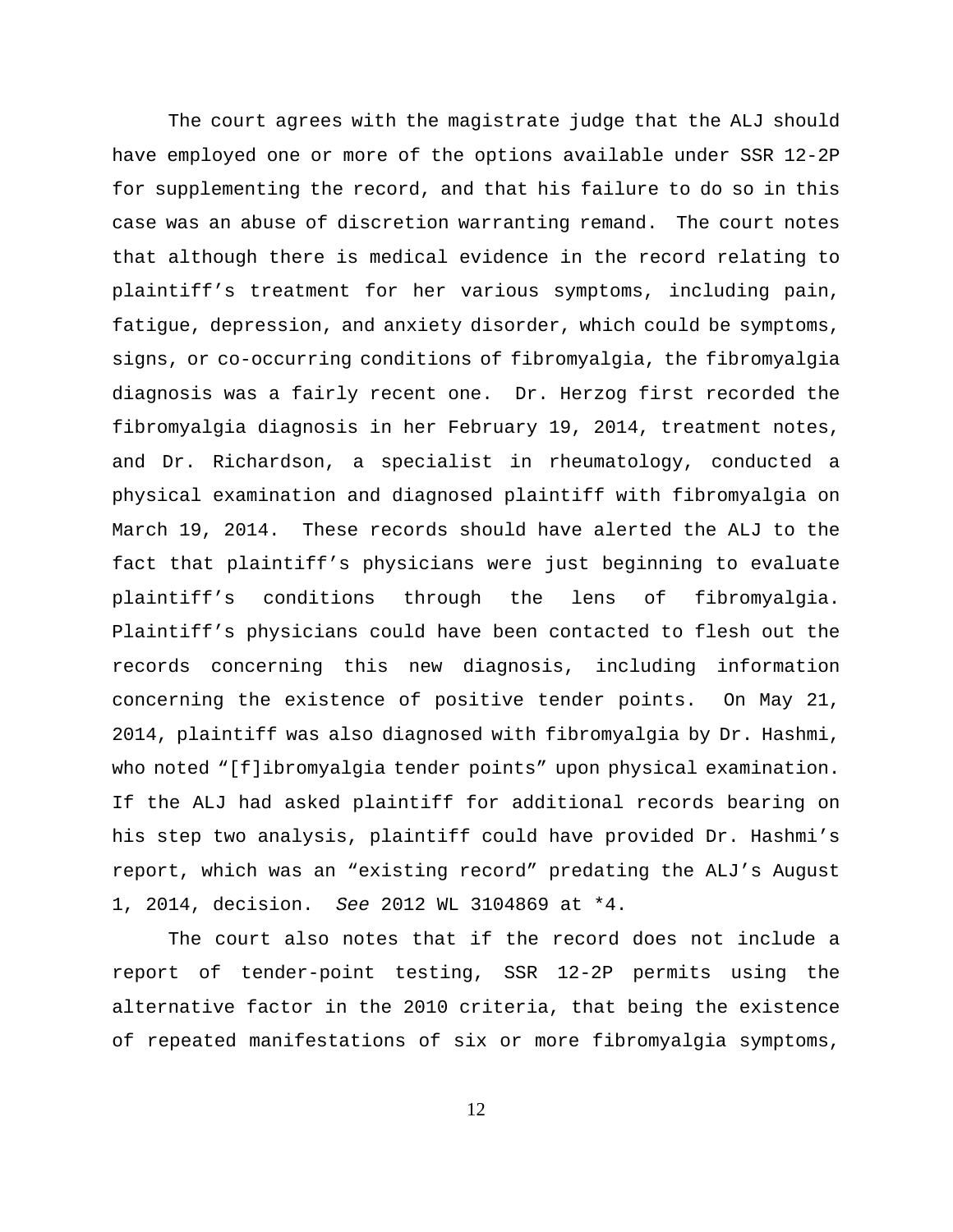The court agrees with the magistrate judge that the ALJ should have employed one or more of the options available under SSR 12-2P for supplementing the record, and that his failure to do so in this case was an abuse of discretion warranting remand. The court notes that although there is medical evidence in the record relating to plaintiff's treatment for her various symptoms, including pain, fatigue, depression, and anxiety disorder, which could be symptoms, signs, or co-occurring conditions of fibromyalgia, the fibromyalgia diagnosis was a fairly recent one. Dr. Herzog first recorded the fibromyalgia diagnosis in her February 19, 2014, treatment notes, and Dr. Richardson, a specialist in rheumatology, conducted a physical examination and diagnosed plaintiff with fibromyalgia on March 19, 2014. These records should have alerted the ALJ to the fact that plaintiff's physicians were just beginning to evaluate plaintiff's conditions through the lens of fibromyalgia. Plaintiff's physicians could have been contacted to flesh out the records concerning this new diagnosis, including information concerning the existence of positive tender points. On May 21, 2014, plaintiff was also diagnosed with fibromyalgia by Dr. Hashmi, who noted "[f]ibromyalgia tender points" upon physical examination. If the ALJ had asked plaintiff for additional records bearing on his step two analysis, plaintiff could have provided Dr. Hashmi's report, which was an "existing record" predating the ALJ's August 1, 2014, decision. *See* 2012 WL 3104869 at *4.

The court also notes that if the record does not include a report of tender-point testing, SSR 12-2P permits using the alternative factor in the 2010 criteria, that being the existence of repeated manifestations of six or more fibromyalgia symptoms,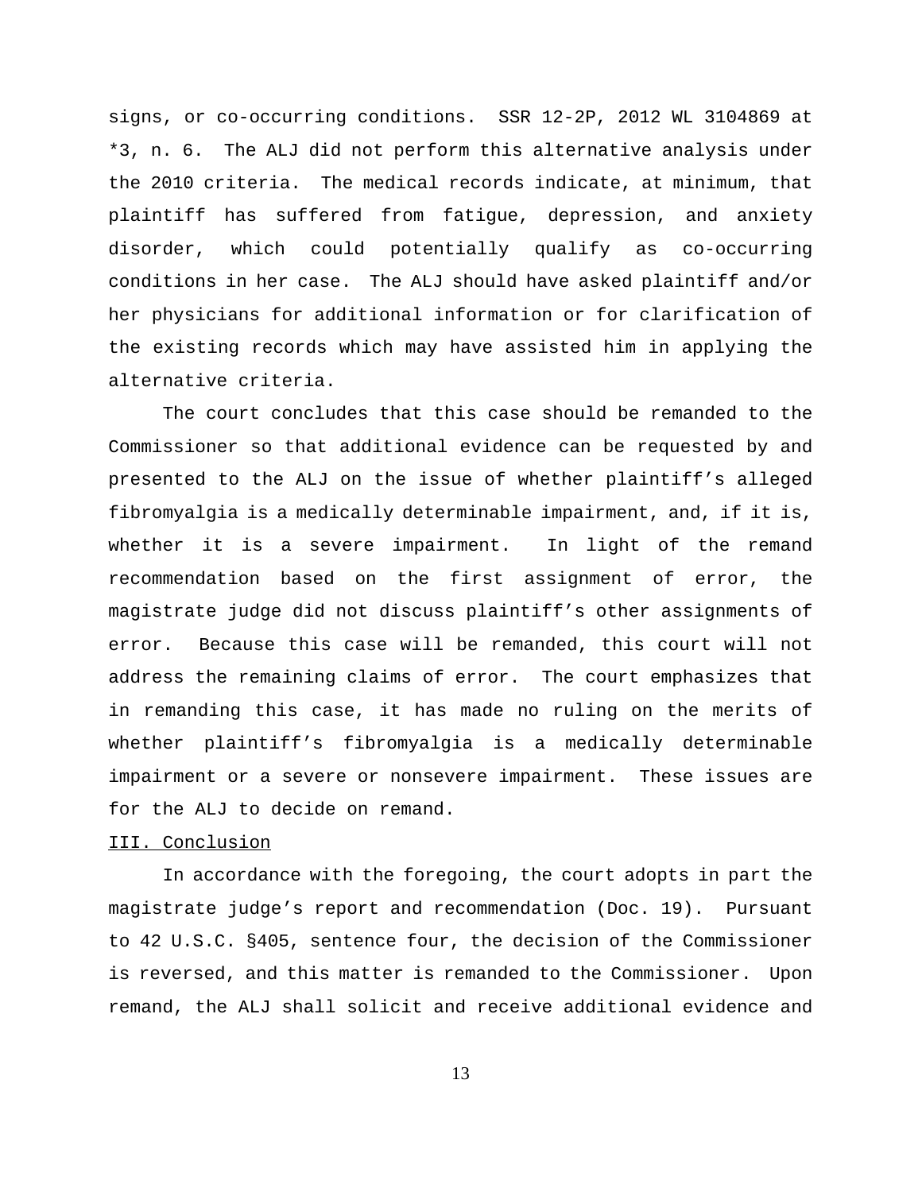signs, or co-occurring conditions. SSR 12-2P, 2012 WL 3104869 at *3, n. 6. The ALJ did not perform this alternative analysis under the 2010 criteria. The medical records indicate, at minimum, that plaintiff has suffered from fatigue, depression, and anxiety disorder, which could potentially qualify as co-occurring conditions in her case. The ALJ should have asked plaintiff and/or her physicians for additional information or for clarification of the existing records which may have assisted him in applying the alternative criteria.

The court concludes that this case should be remanded to the Commissioner so that additional evidence can be requested by and presented to the ALJ on the issue of whether plaintiff's alleged fibromyalgia is a medically determinable impairment, and, if it is, whether it is a severe impairment. In light of the remand recommendation based on the first assignment of error, the magistrate judge did not discuss plaintiff's other assignments of error. Because this case will be remanded, this court will not address the remaining claims of error. The court emphasizes that in remanding this case, it has made no ruling on the merits of whether plaintiff's fibromyalgia is a medically determinable impairment or a severe or nonsevere impairment. These issues are for the ALJ to decide on remand.

## III. Conclusion

In accordance with the foregoing, the court adopts in part the magistrate judge's report and recommendation (Doc. 19). Pursuant to 42 U.S.C. §405, sentence four, the decision of the Commissioner is reversed, and this matter is remanded to the Commissioner. Upon remand, the ALJ shall solicit and receive additional evidence and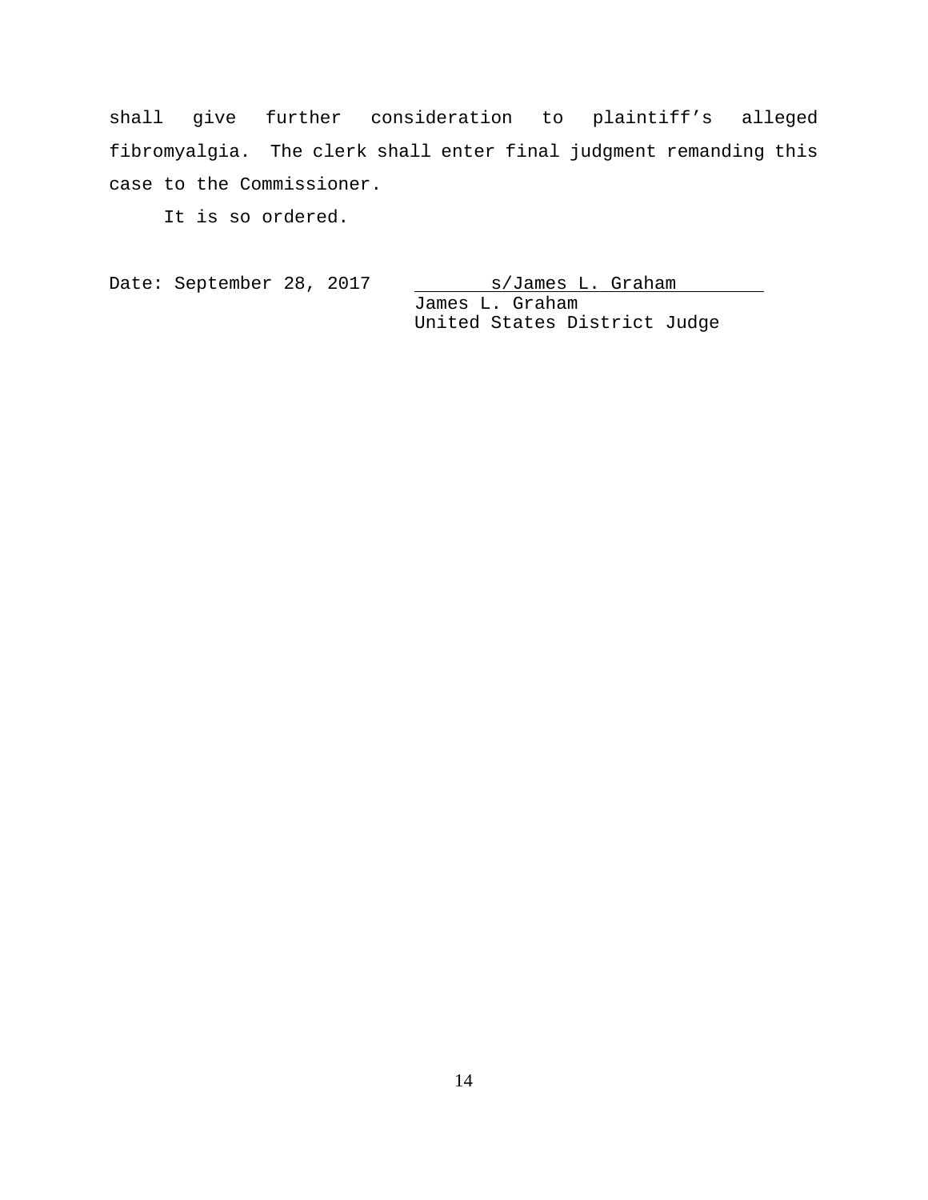shall give further consideration to plaintiff's alleged fibromyalgia. The clerk shall enter final judgment remanding this case to the Commissioner.

It is so ordered.

Date: September 28, 2017

s/James L. Graham
James L. Graham
United States District Judge